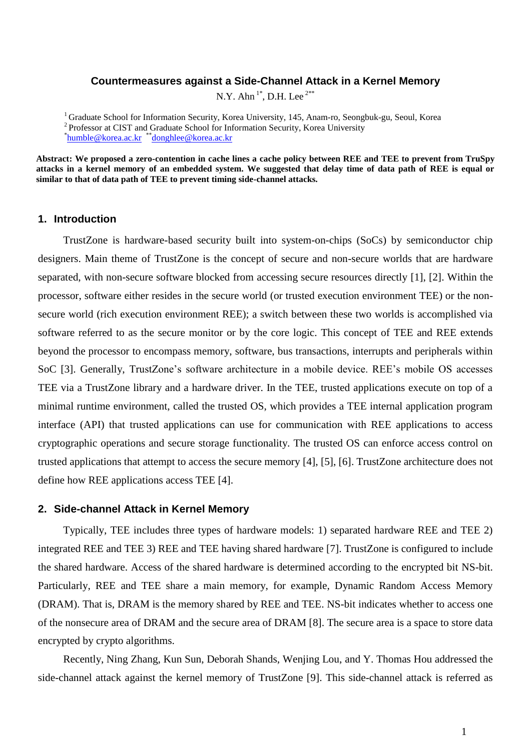# Countermeasures against a Side-Channel Attack in a Kernel Memory

N.Y. Ahn [1*], D.H. Lee [2**]

[1] Graduate School for Information Security, Korea University, 145, Anam-ro, Seongbuk-gu, Seoul, Korea
[2] Professor at CIST and Graduate School for Information Security, Korea University
[*] humble@korea.ac.kr [**] donghlee@korea.ac.kr

**Abstract: We proposed a zero-contention in cache lines a cache policy between REE and TEE to prevent from TruSpy attacks in a kernel memory of an embedded system. We suggested that delay time of data path of REE is equal or similar to that of data path of TEE to prevent timing side-channel attacks.**

## 1. Introduction

TrustZone is hardware-based security built into system-on-chips (SoCs) by semiconductor chip designers. Main theme of TrustZone is the concept of secure and non-secure worlds that are hardware separated, with non-secure software blocked from accessing secure resources directly [1], [2]. Within the processor, software either resides in the secure world (or trusted execution environment TEE) or the non-secure world (rich execution environment REE); a switch between these two worlds is accomplished via software referred to as the secure monitor or by the core logic. This concept of TEE and REE extends beyond the processor to encompass memory, software, bus transactions, interrupts and peripherals within SoC [3]. Generally, TrustZone's software architecture in a mobile device. REE's mobile OS accesses TEE via a TrustZone library and a hardware driver. In the TEE, trusted applications execute on top of a minimal runtime environment, called the trusted OS, which provides a TEE internal application program interface (API) that trusted applications can use for communication with REE applications to access cryptographic operations and secure storage functionality. The trusted OS can enforce access control on trusted applications that attempt to access the secure memory [4], [5], [6]. TrustZone architecture does not define how REE applications access TEE [4].

## 2. Side-channel Attack in Kernel Memory

Typically, TEE includes three types of hardware models: 1) separated hardware REE and TEE 2) integrated REE and TEE 3) REE and TEE having shared hardware [7]. TrustZone is configured to include the shared hardware. Access of the shared hardware is determined according to the encrypted bit NS-bit. Particularly, REE and TEE share a main memory, for example, Dynamic Random Access Memory (DRAM). That is, DRAM is the memory shared by REE and TEE. NS-bit indicates whether to access one of the nonsecure area of DRAM and the secure area of DRAM [8]. The secure area is a space to store data encrypted by crypto algorithms.

Recently, Ning Zhang, Kun Sun, Deborah Shands, Wenjing Lou, and Y. Thomas Hou addressed the side-channel attack against the kernel memory of TrustZone [9]. This side-channel attack is referred as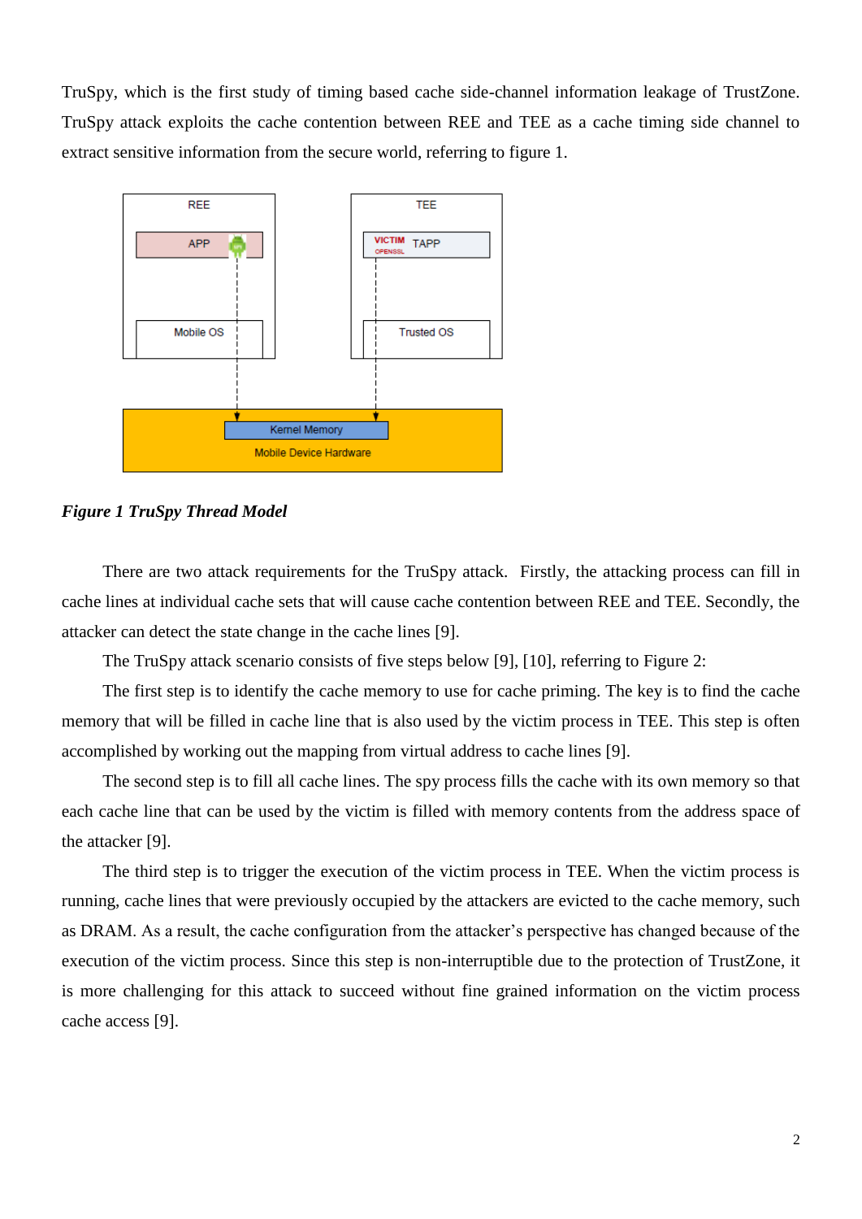TruSpy, which is the first study of timing based cache side-channel information leakage of TrustZone. TruSpy attack exploits the cache contention between REE and TEE as a cache timing side channel to extract sensitive information from the secure world, referring to figure 1.

***Figure 1 TruSpy Thread Model***

There are two attack requirements for the TruSpy attack. Firstly, the attacking process can fill in cache lines at individual cache sets that will cause cache contention between REE and TEE. Secondly, the attacker can detect the state change in the cache lines [9].

The TruSpy attack scenario consists of five steps below [9], [10], referring to Figure 2:

The first step is to identify the cache memory to use for cache priming. The key is to find the cache memory that will be filled in cache line that is also used by the victim process in TEE. This step is often accomplished by working out the mapping from virtual address to cache lines [9].

The second step is to fill all cache lines. The spy process fills the cache with its own memory so that each cache line that can be used by the victim is filled with memory contents from the address space of the attacker [9].

The third step is to trigger the execution of the victim process in TEE. When the victim process is running, cache lines that were previously occupied by the attackers are evicted to the cache memory, such as DRAM. As a result, the cache configuration from the attacker's perspective has changed because of the execution of the victim process. Since this step is non-interruptible due to the protection of TrustZone, it is more challenging for this attack to succeed without fine grained information on the victim process cache access [9].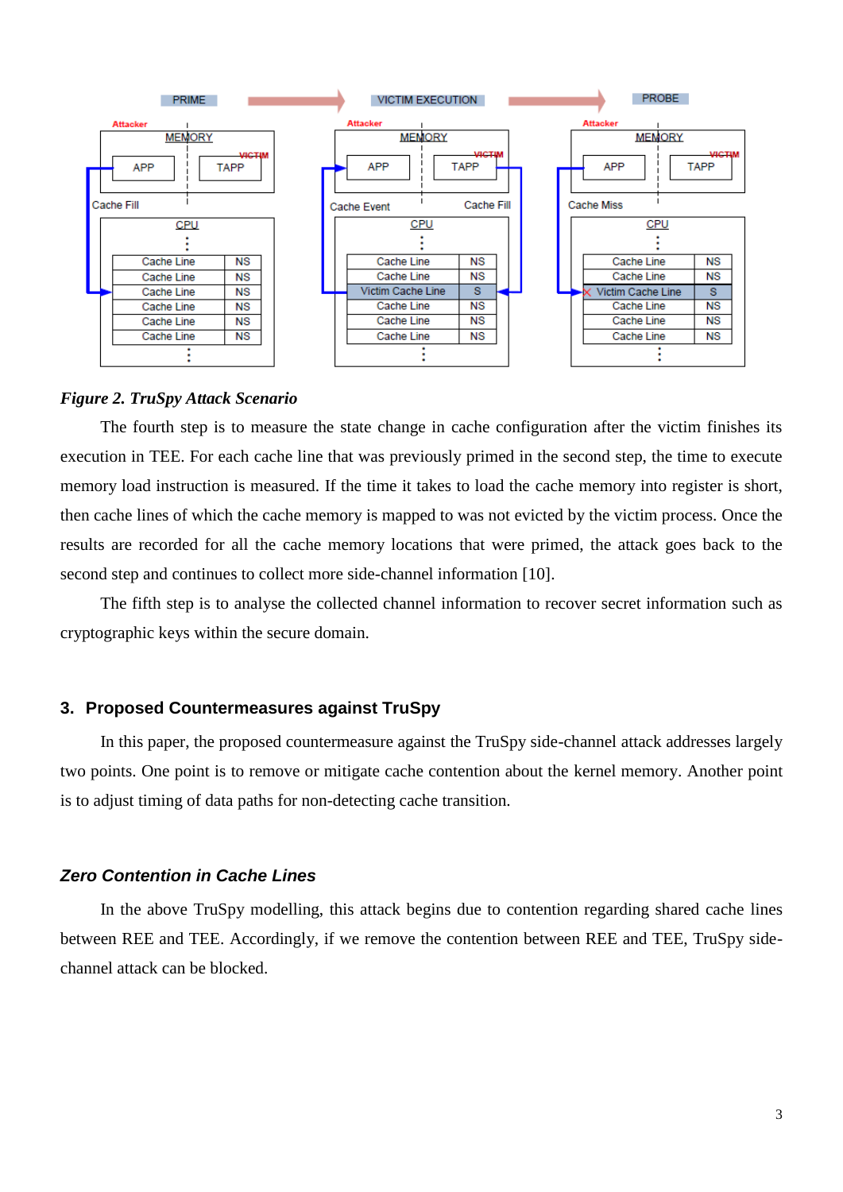*Figure 2. TruSpy Attack Scenario*

The fourth step is to measure the state change in cache configuration after the victim finishes its execution in TEE. For each cache line that was previously primed in the second step, the time to execute memory load instruction is measured. If the time it takes to load the cache memory into register is short, then cache lines of which the cache memory is mapped to was not evicted by the victim process. Once the results are recorded for all the cache memory locations that were primed, the attack goes back to the second step and continues to collect more side-channel information [10].

The fifth step is to analyse the collected channel information to recover secret information such as cryptographic keys within the secure domain.

## 3. Proposed Countermeasures against TruSpy

In this paper, the proposed countermeasure against the TruSpy side-channel attack addresses largely two points. One point is to remove or mitigate cache contention about the kernel memory. Another point is to adjust timing of data paths for non-detecting cache transition.

### *Zero Contention in Cache Lines*

In the above TruSpy modelling, this attack begins due to contention regarding shared cache lines between REE and TEE. Accordingly, if we remove the contention between REE and TEE, TruSpy side-channel attack can be blocked.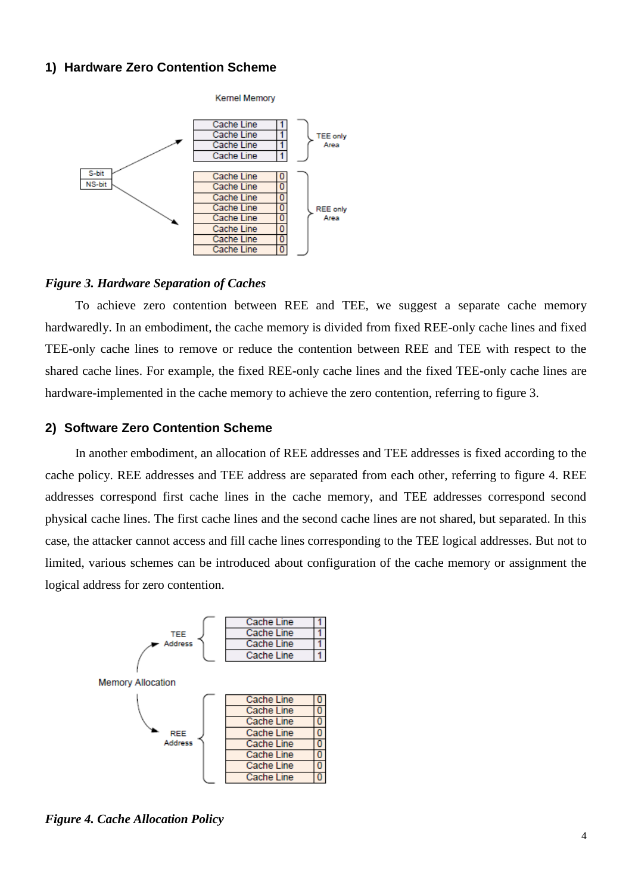### 1) Hardware Zero Contention Scheme

*Figure 3. Hardware Separation of Caches*

To achieve zero contention between REE and TEE, we suggest a separate cache memory hardwaredly. In an embodiment, the cache memory is divided from fixed REE-only cache lines and fixed TEE-only cache lines to remove or reduce the contention between REE and TEE with respect to the shared cache lines. For example, the fixed REE-only cache lines and the fixed TEE-only cache lines are hardware-implemented in the cache memory to achieve the zero contention, referring to figure 3.

### 2) Software Zero Contention Scheme

In another embodiment, an allocation of REE addresses and TEE addresses is fixed according to the cache policy. REE addresses and TEE address are separated from each other, referring to figure 4. REE addresses correspond first cache lines in the cache memory, and TEE addresses correspond second physical cache lines. The first cache lines and the second cache lines are not shared, but separated. In this case, the attacker cannot access and fill cache lines corresponding to the TEE logical addresses. But not to limited, various schemes can be introduced about configuration of the cache memory or assignment the logical address for zero contention.

*Figure 4. Cache Allocation Policy*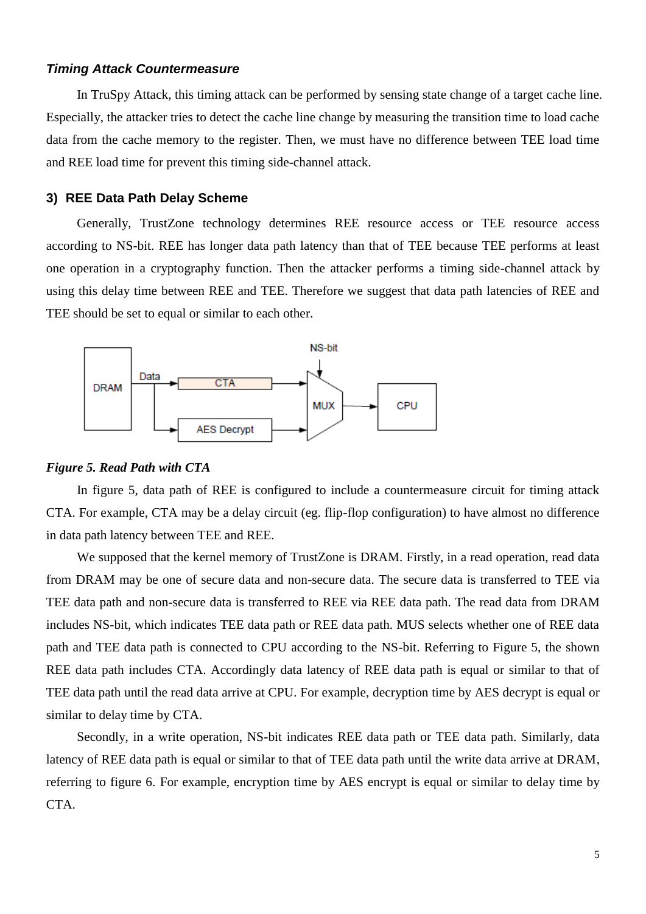#### *Timing Attack Countermeasure*

In TruSpy Attack, this timing attack can be performed by sensing state change of a target cache line. Especially, the attacker tries to detect the cache line change by measuring the transition time to load cache data from the cache memory to the register. Then, we must have no difference between TEE load time and REE load time for prevent this timing side-channel attack.

### 3) REE Data Path Delay Scheme

Generally, TrustZone technology determines REE resource access or TEE resource access according to NS-bit. REE has longer data path latency than that of TEE because TEE performs at least one operation in a cryptography function. Then the attacker performs a timing side-channel attack by using this delay time between REE and TEE. Therefore we suggest that data path latencies of REE and TEE should be set to equal or similar to each other.

***Figure 5. Read Path with CTA***

In figure 5, data path of REE is configured to include a countermeasure circuit for timing attack CTA. For example, CTA may be a delay circuit (eg. flip-flop configuration) to have almost no difference in data path latency between TEE and REE.

We supposed that the kernel memory of TrustZone is DRAM. Firstly, in a read operation, read data from DRAM may be one of secure data and non-secure data. The secure data is transferred to TEE via TEE data path and non-secure data is transferred to REE via REE data path. The read data from DRAM includes NS-bit, which indicates TEE data path or REE data path. MUS selects whether one of REE data path and TEE data path is connected to CPU according to the NS-bit. Referring to Figure 5, the shown REE data path includes CTA. Accordingly data latency of REE data path is equal or similar to that of TEE data path until the read data arrive at CPU. For example, decryption time by AES decrypt is equal or similar to delay time by CTA.

Secondly, in a write operation, NS-bit indicates REE data path or TEE data path. Similarly, data latency of REE data path is equal or similar to that of TEE data path until the write data arrive at DRAM, referring to figure 6. For example, encryption time by AES encrypt is equal or similar to delay time by CTA.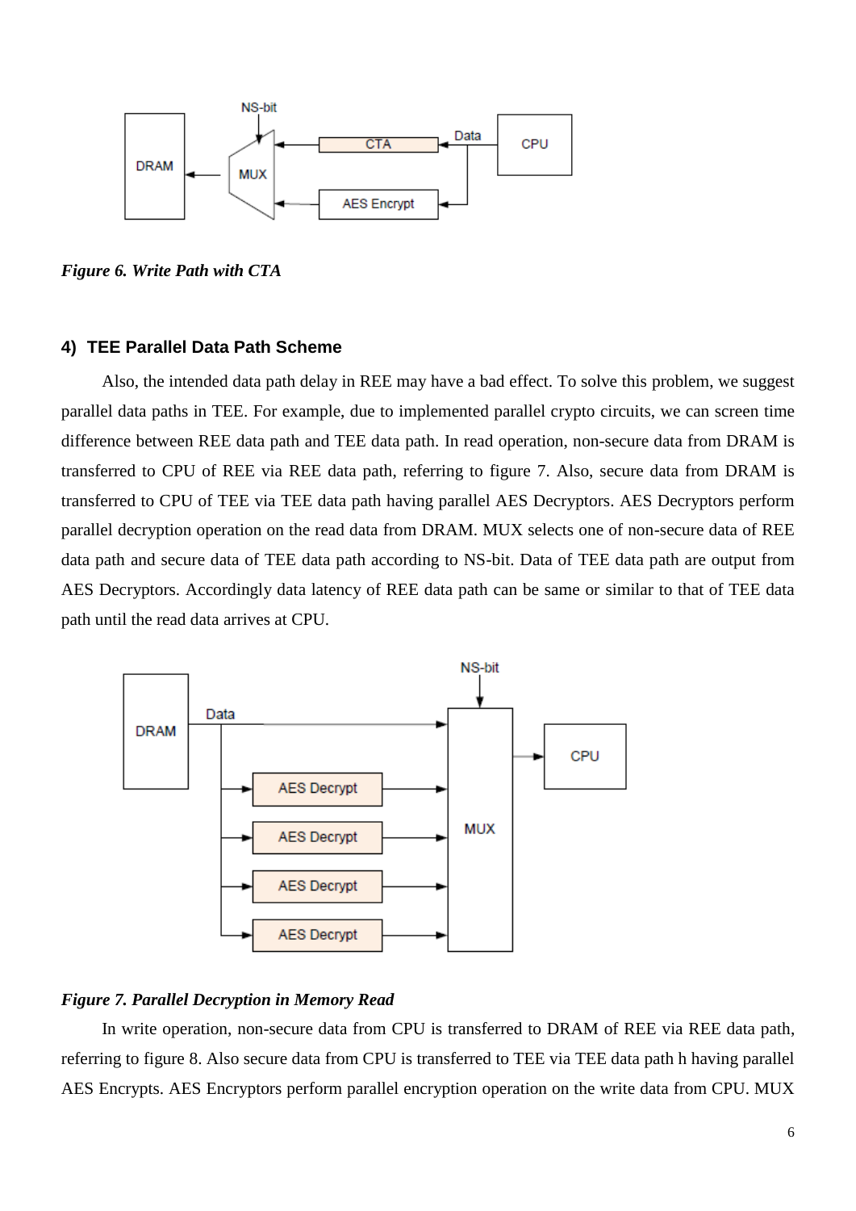*Figure 6. Write Path with CTA*

#### 4) TEE Parallel Data Path Scheme

Also, the intended data path delay in REE may have a bad effect. To solve this problem, we suggest parallel data paths in TEE. For example, due to implemented parallel crypto circuits, we can screen time difference between REE data path and TEE data path. In read operation, non-secure data from DRAM is transferred to CPU of REE via REE data path, referring to figure 7. Also, secure data from DRAM is transferred to CPU of TEE via TEE data path having parallel AES Decryptors. AES Decryptors perform parallel decryption operation on the read data from DRAM. MUX selects one of non-secure data of REE data path and secure data of TEE data path according to NS-bit. Data of TEE data path are output from AES Decryptors. Accordingly data latency of REE data path can be same or similar to that of TEE data path until the read data arrives at CPU.

*Figure 7. Parallel Decryption in Memory Read*

In write operation, non-secure data from CPU is transferred to DRAM of REE via REE data path, referring to figure 8. Also secure data from CPU is transferred to TEE via TEE data path h having parallel AES Encrypts. AES Encryptors perform parallel encryption operation on the write data from CPU. MUX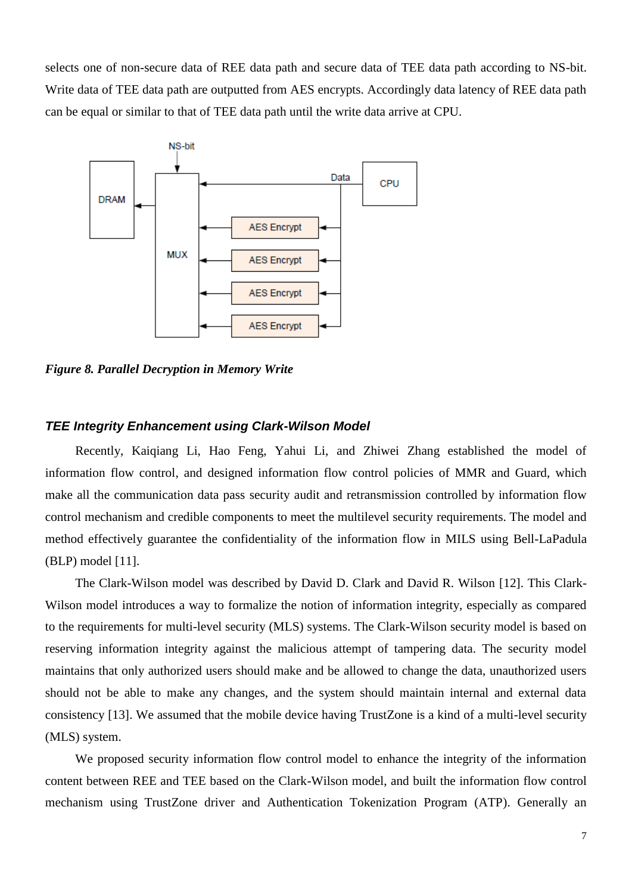selects one of non-secure data of REE data path and secure data of TEE data path according to NS-bit. Write data of TEE data path are outputted from AES encrypts. Accordingly data latency of REE data path can be equal or similar to that of TEE data path until the write data arrive at CPU.

***Figure 8. Parallel Decryption in Memory Write***

### *TEE Integrity Enhancement using Clark-Wilson Model*

Recently, Kaiqiang Li, Hao Feng, Yahui Li, and Zhiwei Zhang established the model of information flow control, and designed information flow control policies of MMR and Guard, which make all the communication data pass security audit and retransmission controlled by information flow control mechanism and credible components to meet the multilevel security requirements. The model and method effectively guarantee the confidentiality of the information flow in MILS using Bell-LaPadula (BLP) model [11].

The Clark-Wilson model was described by David D. Clark and David R. Wilson [12]. This Clark-Wilson model introduces a way to formalize the notion of information integrity, especially as compared to the requirements for multi-level security (MLS) systems. The Clark-Wilson security model is based on reserving information integrity against the malicious attempt of tampering data. The security model maintains that only authorized users should make and be allowed to change the data, unauthorized users should not be able to make any changes, and the system should maintain internal and external data consistency [13]. We assumed that the mobile device having TrustZone is a kind of a multi-level security (MLS) system.

We proposed security information flow control model to enhance the integrity of the information content between REE and TEE based on the Clark-Wilson model, and built the information flow control mechanism using TrustZone driver and Authentication Tokenization Program (ATP). Generally an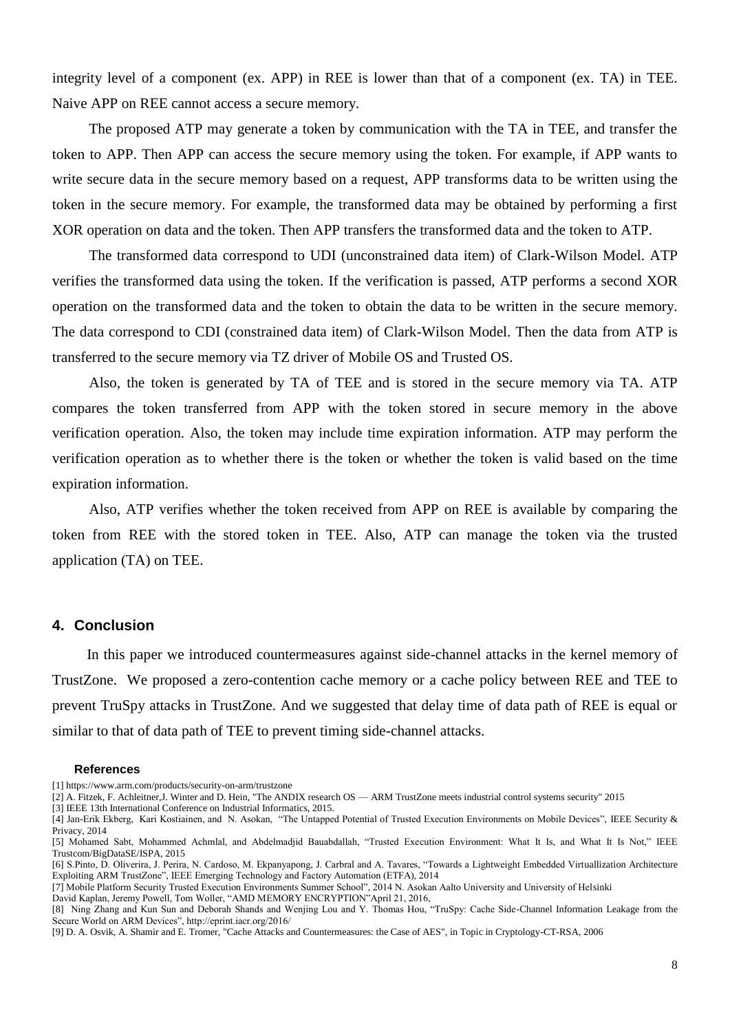integrity level of a component (ex. APP) in REE is lower than that of a component (ex. TA) in TEE. Naive APP on REE cannot access a secure memory.

The proposed ATP may generate a token by communication with the TA in TEE, and transfer the token to APP. Then APP can access the secure memory using the token. For example, if APP wants to write secure data in the secure memory based on a request, APP transforms data to be written using the token in the secure memory. For example, the transformed data may be obtained by performing a first XOR operation on data and the token. Then APP transfers the transformed data and the token to ATP.

The transformed data correspond to UDI (unconstrained data item) of Clark-Wilson Model. ATP verifies the transformed data using the token. If the verification is passed, ATP performs a second XOR operation on the transformed data and the token to obtain the data to be written in the secure memory. The data correspond to CDI (constrained data item) of Clark-Wilson Model. Then the data from ATP is transferred to the secure memory via TZ driver of Mobile OS and Trusted OS.

Also, the token is generated by TA of TEE and is stored in the secure memory via TA. ATP compares the token transferred from APP with the token stored in secure memory in the above verification operation. Also, the token may include time expiration information. ATP may perform the verification operation as to whether there is the token or whether the token is valid based on the time expiration information.

Also, ATP verifies whether the token received from APP on REE is available by comparing the token from REE with the stored token in TEE. Also, ATP can manage the token via the trusted application (TA) on TEE.

## 4. Conclusion

In this paper we introduced countermeasures against side-channel attacks in the kernel memory of TrustZone. We proposed a zero-contention cache memory or a cache policy between REE and TEE to prevent TruSpy attacks in TrustZone. And we suggested that delay time of data path of REE is equal or similar to that of data path of TEE to prevent timing side-channel attacks.

### References

[1] https://www.arm.com/products/security-on-arm/trustzone

[2] A. Fitzek, F. Achleitner,J. Winter and D. Hein, "The ANDIX research OS — ARM TrustZone meets industrial control systems security" 2015

[3] IEEE 13th International Conference on Industrial Informatics, 2015.

[4] Jan-Erik Ekberg, Kari Kostiainen, and N. Asokan, "The Untapped Potential of Trusted Execution Environments on Mobile Devices", IEEE Security & Privacy, 2014

[5] Mohamed Sabt, Mohammed Achmlal, and Abdelmadjid Bauabdallah, "Trusted Execution Environment: What It Is, and What It Is Not," IEEE Trustcom/BigDataSE/ISPA, 2015

[6] S.Pinto, D. Oliverira, J. Perira, N. Cardoso, M. Ekpanyapong, J. Carbral and A. Tavares, "Towards a Lightweight Embedded Virtuallization Architecture Exploiting ARM TrustZone", IEEE Emerging Technology and Factory Automation (ETFA), 2014

[7] Mobile Platform Security Trusted Execution Environments Summer School", 2014 N. Asokan Aalto University and University of Helsinki

David Kaplan, Jeremy Powell, Tom Woller, "AMD MEMORY ENCRYPTION"April 21, 2016,

[8] Ning Zhang and Kun Sun and Deborah Shands and Wenjing Lou and Y. Thomas Hou, "TruSpy: Cache Side-Channel Information Leakage from the Secure World on ARM Devices", http://eprint.iacr.org/2016/

[9] D. A. Osvik, A. Shamir and E. Tromer, "Cache Attacks and Countermeasures: the Case of AES", in Topic in Cryptology-CT-RSA, 2006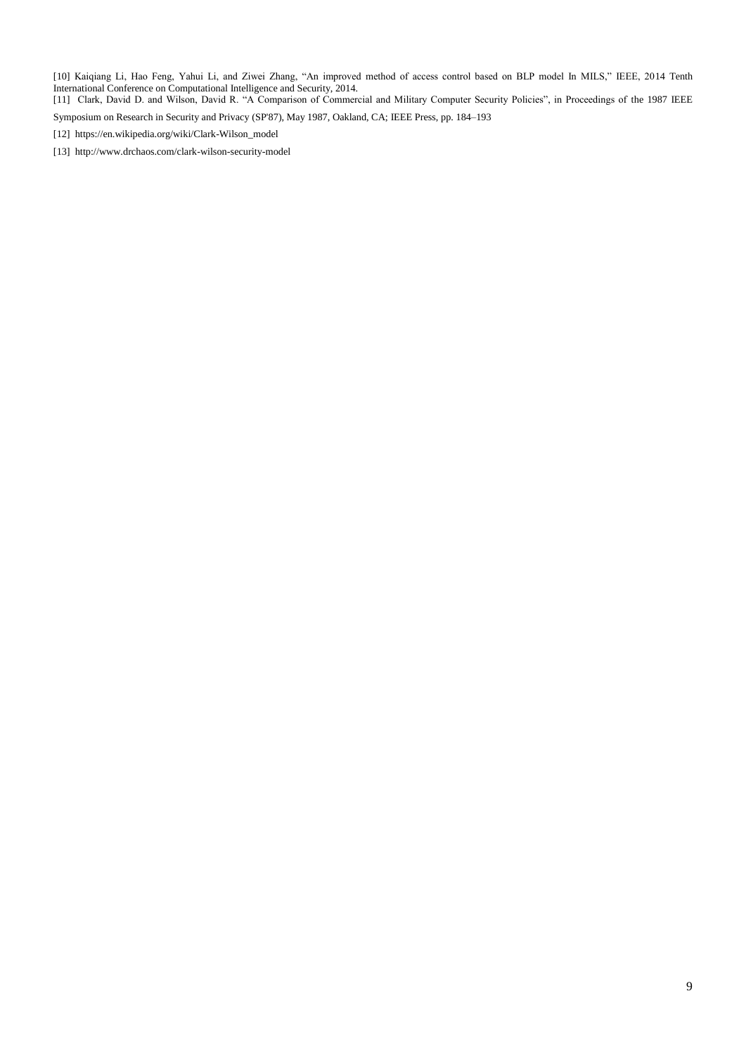[10] Kaiqiang Li, Hao Feng, Yahui Li, and Ziwei Zhang, "An improved method of access control based on BLP model In MILS," IEEE, 2014 Tenth International Conference on Computational Intelligence and Security, 2014.

[11] Clark, David D. and Wilson, David R. "A Comparison of Commercial and Military Computer Security Policies", in Proceedings of the 1987 IEEE Symposium on Research in Security and Privacy (SP'87), May 1987, Oakland, CA; IEEE Press, pp. 184–193

[12] https://en.wikipedia.org/wiki/Clark-Wilson_model

[13] http://www.drchaos.com/clark-wilson-security-model